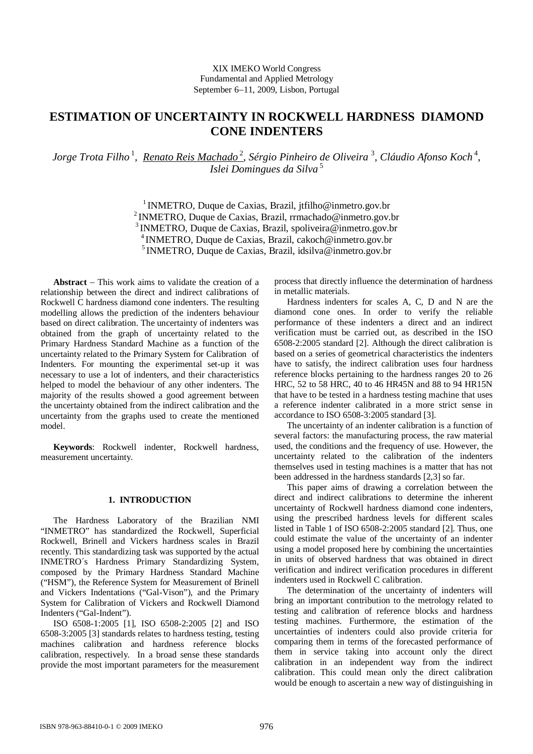XIX IMEKO World Congress
Fundamental and Applied Metrology
September 6–11, 2009, Lisbon, Portugal

# ESTIMATION OF UNCERTAINTY IN ROCKWELL HARDNESS DIAMOND CONE INDENTERS

*Jorge Trota Filho* [1], *Renato Reis Machado* [2], *Sérgio Pinheiro de Oliveira* [3], *Cláudio Afonso Koch* [4], *Islei Domingues da Silva* [5]

[1] INMETRO, Duque de Caxias, Brazil, jtfilho@inmetro.gov.br
[2] INMETRO, Duque de Caxias, Brazil, rrmachado@inmetro.gov.br
[3] INMETRO, Duque de Caxias, Brazil, spoliveira@inmetro.gov.br
[4] INMETRO, Duque de Caxias, Brazil, cakoch@inmetro.gov.br
[5] INMETRO, Duque de Caxias, Brazil, idsilva@inmetro.gov.br

**Abstract** – This work aims to validate the creation of a relationship between the direct and indirect calibrations of Rockwell C hardness diamond cone indenters. The resulting modelling allows the prediction of the indenters behaviour based on direct calibration. The uncertainty of indenters was obtained from the graph of uncertainty related to the Primary Hardness Standard Machine as a function of the uncertainty related to the Primary System for Calibration of Indenters. For mounting the experimental set-up it was necessary to use a lot of indenters, and their characteristics helped to model the behaviour of any other indenters. The majority of the results showed a good agreement between the uncertainty obtained from the indirect calibration and the uncertainty from the graphs used to create the mentioned model.

**Keywords**: Rockwell indenter, Rockwell hardness, measurement uncertainty.

## 1. INTRODUCTION

The Hardness Laboratory of the Brazilian NMI "INMETRO" has standardized the Rockwell, Superficial Rockwell, Brinell and Vickers hardness scales in Brazil recently. This standardizing task was supported by the actual INMETRO´s Hardness Primary Standardizing System, composed by the Primary Hardness Standard Machine ("HSM"), the Reference System for Measurement of Brinell and Vickers Indentations ("Gal-Vison"), and the Primary System for Calibration of Vickers and Rockwell Diamond Indenters ("Gal-Indent").

ISO 6508-1:2005 [1], ISO 6508-2:2005 [2] and ISO 6508-3:2005 [3] standards relates to hardness testing, testing machines calibration and hardness reference blocks calibration, respectively. In a broad sense these standards provide the most important parameters for the measurement process that directly influence the determination of hardness in metallic materials.

Hardness indenters for scales A, C, D and N are the diamond cone ones. In order to verify the reliable performance of these indenters a direct and an indirect verification must be carried out, as described in the ISO 6508-2:2005 standard [2]. Although the direct calibration is based on a series of geometrical characteristics the indenters have to satisfy, the indirect calibration uses four hardness reference blocks pertaining to the hardness ranges 20 to 26 HRC, 52 to 58 HRC, 40 to 46 HR45N and 88 to 94 HR15N that have to be tested in a hardness testing machine that uses a reference indenter calibrated in a more strict sense in accordance to ISO 6508-3:2005 standard [3].

The uncertainty of an indenter calibration is a function of several factors: the manufacturing process, the raw material used, the conditions and the frequency of use. However, the uncertainty related to the calibration of the indenters themselves used in testing machines is a matter that has not been addressed in the hardness standards [2,3] so far.

This paper aims of drawing a correlation between the direct and indirect calibrations to determine the inherent uncertainty of Rockwell hardness diamond cone indenters, using the prescribed hardness levels for different scales listed in Table 1 of ISO 6508-2:2005 standard [2]. Thus, one could estimate the value of the uncertainty of an indenter using a model proposed here by combining the uncertainties in units of observed hardness that was obtained in direct verification and indirect verification procedures in different indenters used in Rockwell C calibration.

The determination of the uncertainty of indenters will bring an important contribution to the metrology related to testing and calibration of reference blocks and hardness testing machines. Furthermore, the estimation of the uncertainties of indenters could also provide criteria for comparing them in terms of the forecasted performance of them in service taking into account only the direct calibration in an independent way from the indirect calibration. This could mean only the direct calibration would be enough to ascertain a new way of distinguishing in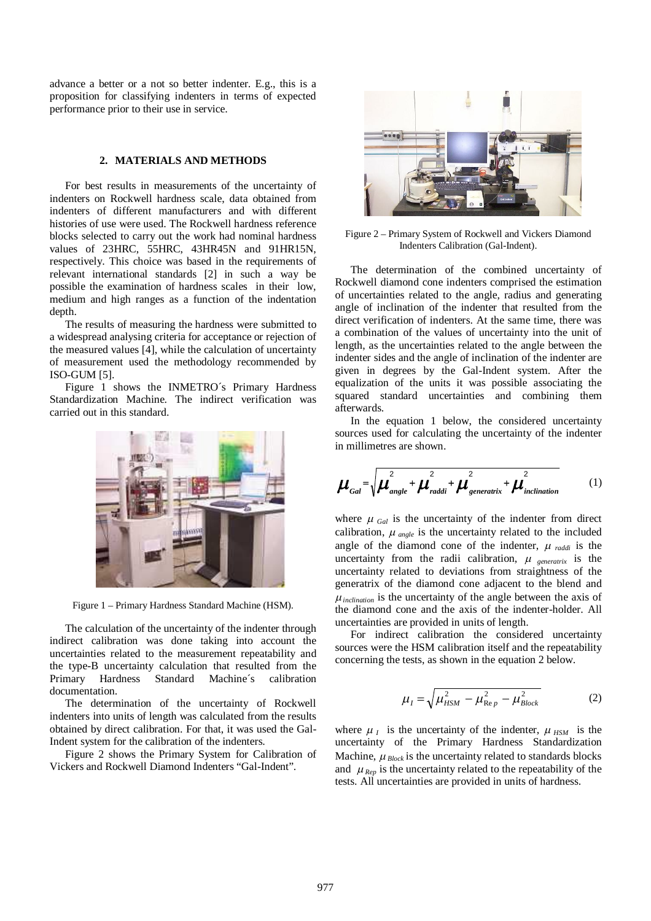advance a better or a not so better indenter. E.g., this is a proposition for classifying indenters in terms of expected performance prior to their use in service.

## 2. MATERIALS AND METHODS

For best results in measurements of the uncertainty of indenters on Rockwell hardness scale, data obtained from indenters of different manufacturers and with different histories of use were used. The Rockwell hardness reference blocks selected to carry out the work had nominal hardness values of 23HRC, 55HRC, 43HR45N and 91HR15N, respectively. This choice was based in the requirements of relevant international standards [2] in such a way be possible the examination of hardness scales in their low, medium and high ranges as a function of the indentation depth.

The results of measuring the hardness were submitted to a widespread analysing criteria for acceptance or rejection of the measured values [4], while the calculation of uncertainty of measurement used the methodology recommended by ISO-GUM [5].

Figure 1 shows the INMETRO´s Primary Hardness Standardization Machine. The indirect verification was carried out in this standard.

Figure 1 – Primary Hardness Standard Machine (HSM).

The calculation of the uncertainty of the indenter through indirect calibration was done taking into account the uncertainties related to the measurement repeatability and the type-B uncertainty calculation that resulted from the Primary Hardness Standard Machine´s calibration documentation.

The determination of the uncertainty of Rockwell indenters into units of length was calculated from the results obtained by direct calibration. For that, it was used the Gal-Indent system for the calibration of the indenters.

Figure 2 shows the Primary System for Calibration of Vickers and Rockwell Diamond Indenters "Gal-Indent".

Figure 2 – Primary System of Rockwell and Vickers Diamond Indenters Calibration (Gal-Indent).

The determination of the combined uncertainty of Rockwell diamond cone indenters comprised the estimation of uncertainties related to the angle, radius and generating angle of inclination of the indenter that resulted from the direct verification of indenters. At the same time, there was a combination of the values of uncertainty into the unit of length, as the uncertainties related to the angle between the indenter sides and the angle of inclination of the indenter are given in degrees by the Gal-Indent system. After the equalization of the units it was possible associating the squared standard uncertainties and combining them afterwards.

In the equation 1 below, the considered uncertainty sources used for calculating the uncertainty of the indenter in millimetres are shown.

$$\mu_{Gal} = \sqrt{\mu_{angle}^2 + \mu_{raddi}^2 + \mu_{generatrix}^2 + \mu_{inclination}^2} \qquad (1)$$

where $\mu_{Gal}$ is the uncertainty of the indenter from direct calibration, $\mu_{angle}$ is the uncertainty related to the included angle of the diamond cone of the indenter, $\mu_{raddi}$ is the uncertainty from the radii calibration, $\mu_{generatrix}$ is the uncertainty related to deviations from straightness of the generatrix of the diamond cone adjacent to the blend and $\mu_{inclination}$ is the uncertainty of the angle between the axis of the diamond cone and the axis of the indenter-holder. All uncertainties are provided in units of length.

For indirect calibration the considered uncertainty sources were the HSM calibration itself and the repeatability concerning the tests, as shown in the equation 2 below.

$$\mu_I = \sqrt{\mu_{HSM}^2 - \mu_{Rep}^2 - \mu_{Block}^2} \qquad (2)$$

where $\mu_I$ is the uncertainty of the indenter, $\mu_{HSM}$ is the uncertainty of the Primary Hardness Standardization Machine, $\mu_{Block}$ is the uncertainty related to standards blocks and $\mu_{Rep}$ is the uncertainty related to the repeatability of the tests. All uncertainties are provided in units of hardness.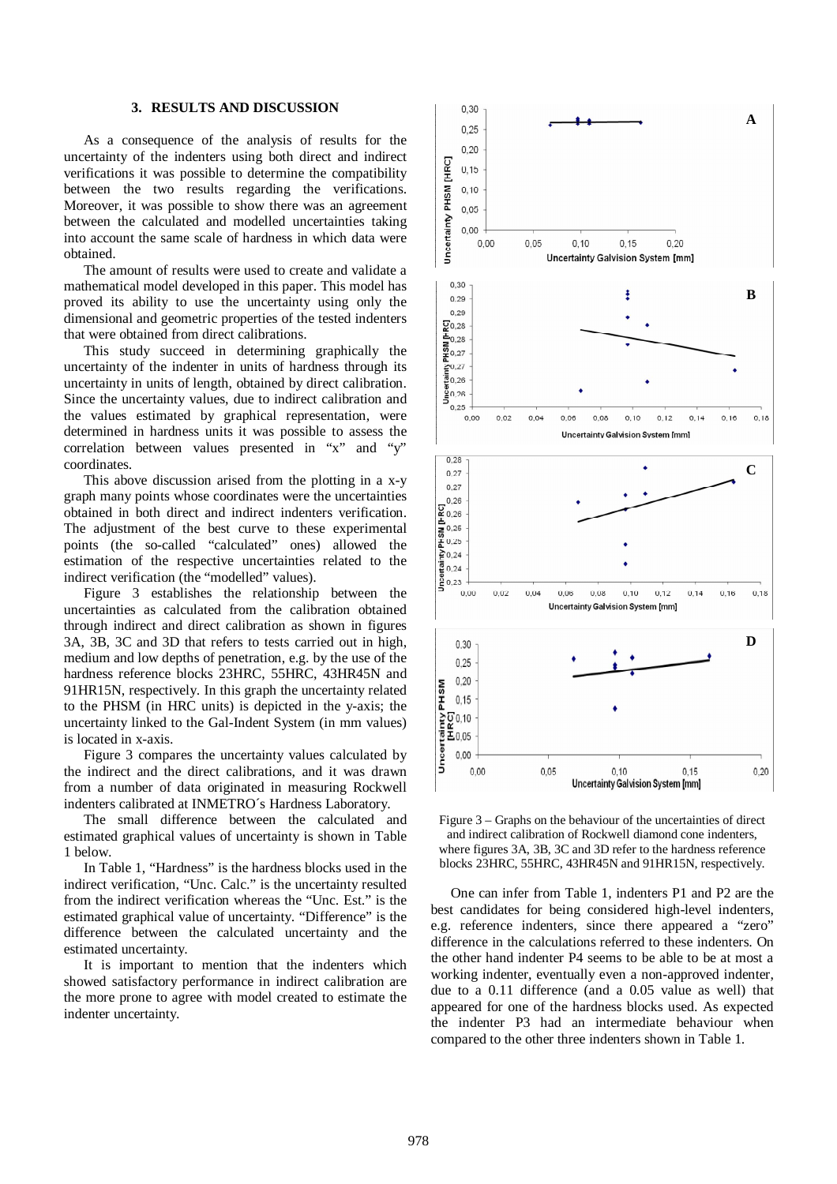## 3. RESULTS AND DISCUSSION

As a consequence of the analysis of results for the uncertainty of the indenters using both direct and indirect verifications it was possible to determine the compatibility between the two results regarding the verifications. Moreover, it was possible to show there was an agreement between the calculated and modelled uncertainties taking into account the same scale of hardness in which data were obtained.

The amount of results were used to create and validate a mathematical model developed in this paper. This model has proved its ability to use the uncertainty using only the dimensional and geometric properties of the tested indenters that were obtained from direct calibrations.

This study succeed in determining graphically the uncertainty of the indenter in units of hardness through its uncertainty in units of length, obtained by direct calibration. Since the uncertainty values, due to indirect calibration and the values estimated by graphical representation, were determined in hardness units it was possible to assess the correlation between values presented in "x" and "y" coordinates.

This above discussion arised from the plotting in a x-y graph many points whose coordinates were the uncertainties obtained in both direct and indirect indenters verification. The adjustment of the best curve to these experimental points (the so-called "calculated" ones) allowed the estimation of the respective uncertainties related to the indirect verification (the "modelled" values).

Figure 3 establishes the relationship between the uncertainties as calculated from the calibration obtained through indirect and direct calibration as shown in figures 3A, 3B, 3C and 3D that refers to tests carried out in high, medium and low depths of penetration, e.g. by the use of the hardness reference blocks 23HRC, 55HRC, 43HR45N and 91HR15N, respectively. In this graph the uncertainty related to the PHSM (in HRC units) is depicted in the y-axis; the uncertainty linked to the Gal-Indent System (in mm values) is located in x-axis.

Figure 3 compares the uncertainty values calculated by the indirect and the direct calibrations, and it was drawn from a number of data originated in measuring Rockwell indenters calibrated at INMETRO´s Hardness Laboratory.

The small difference between the calculated and estimated graphical values of uncertainty is shown in Table 1 below.

In Table 1, "Hardness" is the hardness blocks used in the indirect verification, "Unc. Calc." is the uncertainty resulted from the indirect verification whereas the "Unc. Est." is the estimated graphical value of uncertainty. "Difference" is the difference between the calculated uncertainty and the estimated uncertainty.

It is important to mention that the indenters which showed satisfactory performance in indirect calibration are the more prone to agree with model created to estimate the indenter uncertainty.

Figure 3 – Graphs on the behaviour of the uncertainties of direct and indirect calibration of Rockwell diamond cone indenters, where figures 3A, 3B, 3C and 3D refer to the hardness reference blocks 23HRC, 55HRC, 43HR45N and 91HR15N, respectively.

One can infer from Table 1, indenters P1 and P2 are the best candidates for being considered high-level indenters, e.g. reference indenters, since there appeared a "zero" difference in the calculations referred to these indenters. On the other hand indenter P4 seems to be able to be at most a working indenter, eventually even a non-approved indenter, due to a 0.11 difference (and a 0.05 value as well) that appeared for one of the hardness blocks used. As expected the indenter P3 had an intermediate behaviour when compared to the other three indenters shown in Table 1.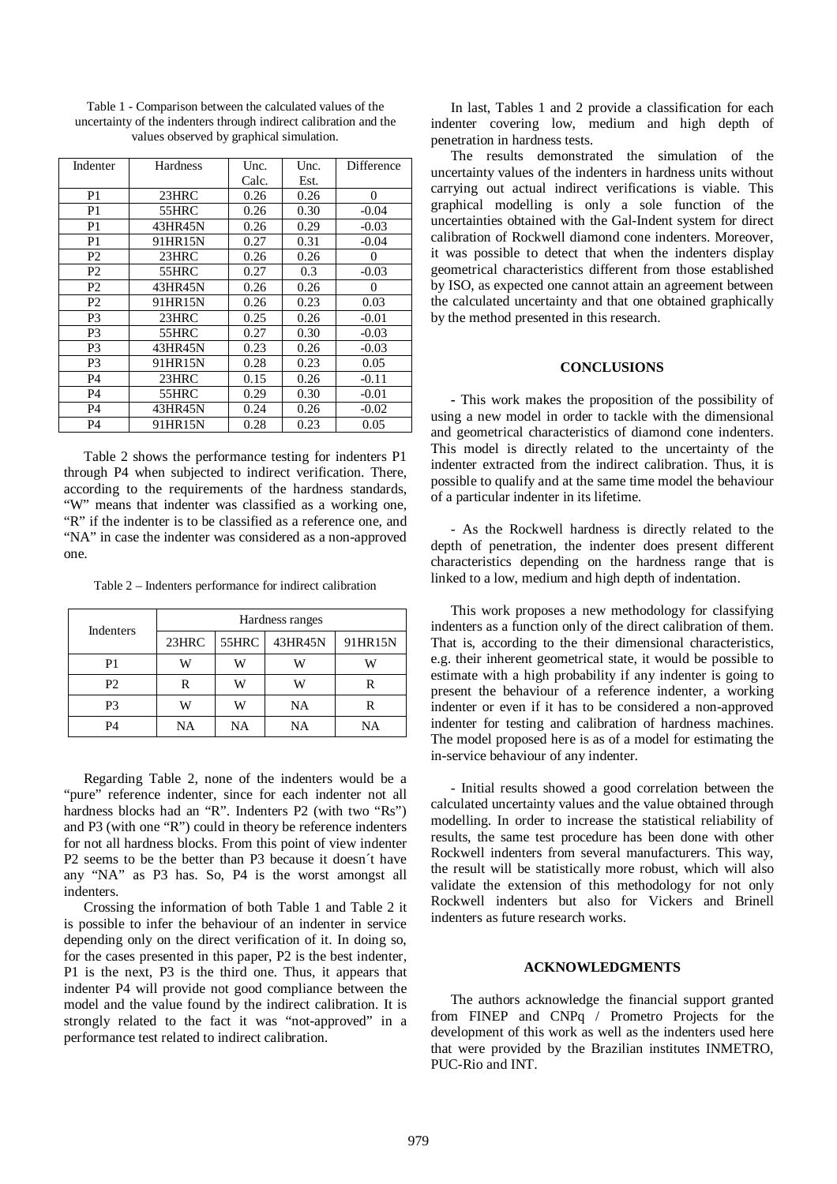Table 1 - Comparison between the calculated values of the uncertainty of the indenters through indirect calibration and the values observed by graphical simulation.

| Indenter | Hardness | Unc. Calc. | Unc. Est. | Difference |
|---|---|---|---|---|
| P1 | 23HRC | 0.26 | 0.26 | 0 |
| P1 | 55HRC | 0.26 | 0.30 | -0.04 |
| P1 | 43HR45N | 0.26 | 0.29 | -0.03 |
| P1 | 91HR15N | 0.27 | 0.31 | -0.04 |
| P2 | 23HRC | 0.26 | 0.26 | 0 |
| P2 | 55HRC | 0.27 | 0.3 | -0.03 |
| P2 | 43HR45N | 0.26 | 0.26 | 0 |
| P2 | 91HR15N | 0.26 | 0.23 | 0.03 |
| P3 | 23HRC | 0.25 | 0.26 | -0.01 |
| P3 | 55HRC | 0.27 | 0.30 | -0.03 |
| P3 | 43HR45N | 0.23 | 0.26 | -0.03 |
| P3 | 91HR15N | 0.28 | 0.23 | 0.05 |
| P4 | 23HRC | 0.15 | 0.26 | -0.11 |
| P4 | 55HRC | 0.29 | 0.30 | -0.01 |
| P4 | 43HR45N | 0.24 | 0.26 | -0.02 |
| P4 | 91HR15N | 0.28 | 0.23 | 0.05 |

Table 2 shows the performance testing for indenters P1 through P4 when subjected to indirect verification. There, according to the requirements of the hardness standards, "W" means that indenter was classified as a working one, "R" if the indenter is to be classified as a reference one, and "NA" in case the indenter was considered as a non-approved one.

Table 2 – Indenters performance for indirect calibration

| Indenters | Hardness ranges | | | |
|---|---|---|---|---|
| | 23HRC | 55HRC | 43HR45N | 91HR15N |
| P1 | W | W | W | W |
| P2 | R | W | W | R |
| P3 | W | W | NA | R |
| P4 | NA | NA | NA | NA |

Regarding Table 2, none of the indenters would be a "pure" reference indenter, since for each indenter not all hardness blocks had an "R". Indenters P2 (with two "Rs") and P3 (with one "R") could in theory be reference indenters for not all hardness blocks. From this point of view indenter P2 seems to be the better than P3 because it doesn´t have any "NA" as P3 has. So, P4 is the worst amongst all indenters.

Crossing the information of both Table 1 and Table 2 it is possible to infer the behaviour of an indenter in service depending only on the direct verification of it. In doing so, for the cases presented in this paper, P2 is the best indenter, P1 is the next, P3 is the third one. Thus, it appears that indenter P4 will provide not good compliance between the model and the value found by the indirect calibration. It is strongly related to the fact it was "not-approved" in a performance test related to indirect calibration.

In last, Tables 1 and 2 provide a classification for each indenter covering low, medium and high depth of penetration in hardness tests.

The results demonstrated the simulation of the uncertainty values of the indenters in hardness units without carrying out actual indirect verifications is viable. This graphical modelling is only a sole function of the uncertainties obtained with the Gal-Indent system for direct calibration of Rockwell diamond cone indenters. Moreover, it was possible to detect that when the indenters display geometrical characteristics different from those established by ISO, as expected one cannot attain an agreement between the calculated uncertainty and that one obtained graphically by the method presented in this research.

## CONCLUSIONS

- This work makes the proposition of the possibility of using a new model in order to tackle with the dimensional and geometrical characteristics of diamond cone indenters. This model is directly related to the uncertainty of the indenter extracted from the indirect calibration. Thus, it is possible to qualify and at the same time model the behaviour of a particular indenter in its lifetime.

- As the Rockwell hardness is directly related to the depth of penetration, the indenter does present different characteristics depending on the hardness range that is linked to a low, medium and high depth of indentation.

This work proposes a new methodology for classifying indenters as a function only of the direct calibration of them. That is, according to the their dimensional characteristics, e.g. their inherent geometrical state, it would be possible to estimate with a high probability if any indenter is going to present the behaviour of a reference indenter, a working indenter or even if it has to be considered a non-approved indenter for testing and calibration of hardness machines. The model proposed here is as of a model for estimating the in-service behaviour of any indenter.

- Initial results showed a good correlation between the calculated uncertainty values and the value obtained through modelling. In order to increase the statistical reliability of results, the same test procedure has been done with other Rockwell indenters from several manufacturers. This way, the result will be statistically more robust, which will also validate the extension of this methodology for not only Rockwell indenters but also for Vickers and Brinell indenters as future research works.

## ACKNOWLEDGMENTS

The authors acknowledge the financial support granted from FINEP and CNPq / Prometro Projects for the development of this work as well as the indenters used here that were provided by the Brazilian institutes INMETRO, PUC-Rio and INT.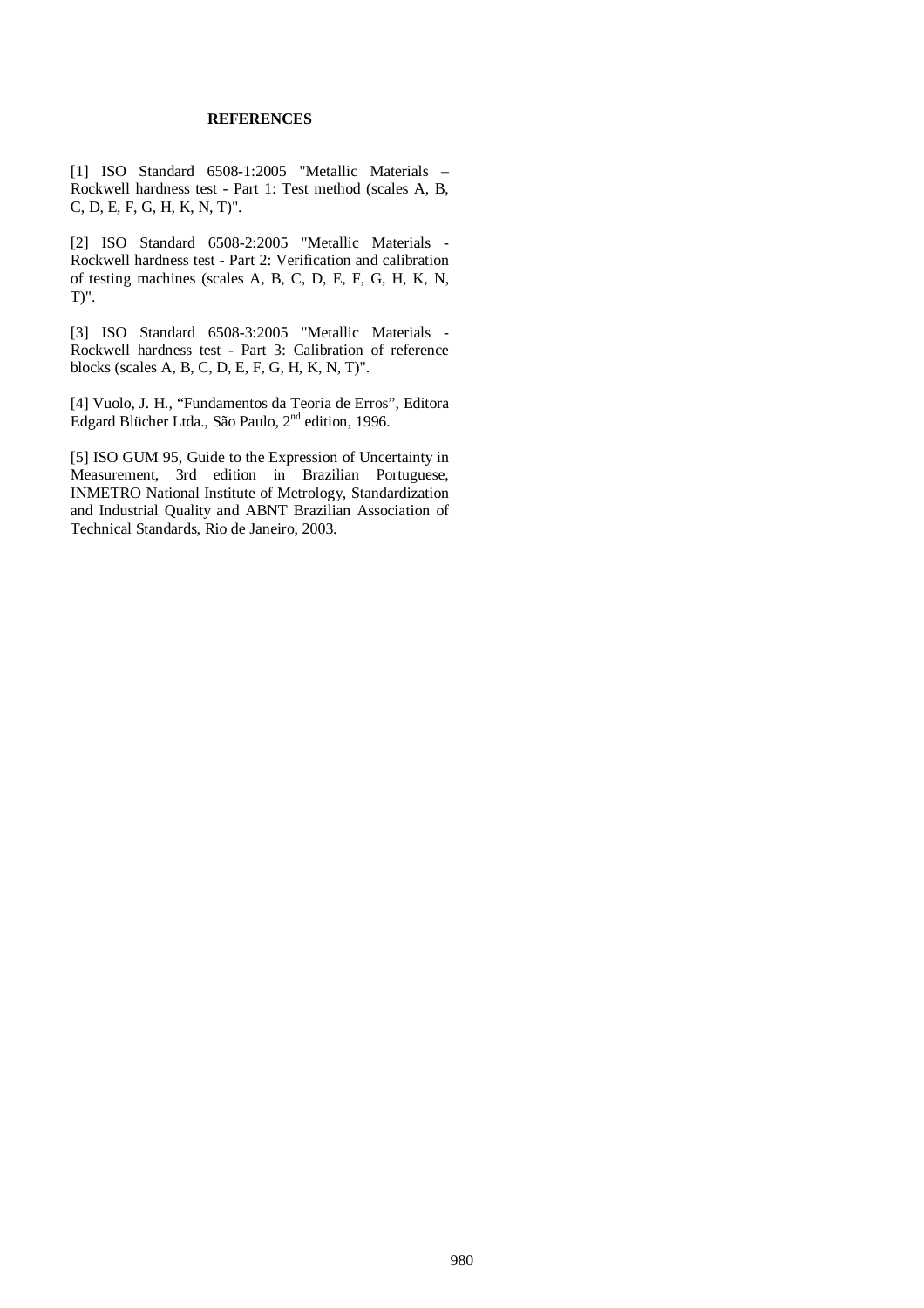**REFERENCES**

[1] ISO Standard 6508-1:2005 "Metallic Materials – Rockwell hardness test - Part 1: Test method (scales A, B, C, D, E, F, G, H, K, N, T)".

[2] ISO Standard 6508-2:2005 "Metallic Materials - Rockwell hardness test - Part 2: Verification and calibration of testing machines (scales A, B, C, D, E, F, G, H, K, N, T)".

[3] ISO Standard 6508-3:2005 "Metallic Materials - Rockwell hardness test - Part 3: Calibration of reference blocks (scales A, B, C, D, E, F, G, H, K, N, T)".

[4] Vuolo, J. H., "Fundamentos da Teoria de Erros", Editora Edgard Blücher Ltda., São Paulo, 2nd edition, 1996.

[5] ISO GUM 95, Guide to the Expression of Uncertainty in Measurement, 3rd edition in Brazilian Portuguese, INMETRO National Institute of Metrology, Standardization and Industrial Quality and ABNT Brazilian Association of Technical Standards, Rio de Janeiro, 2003.